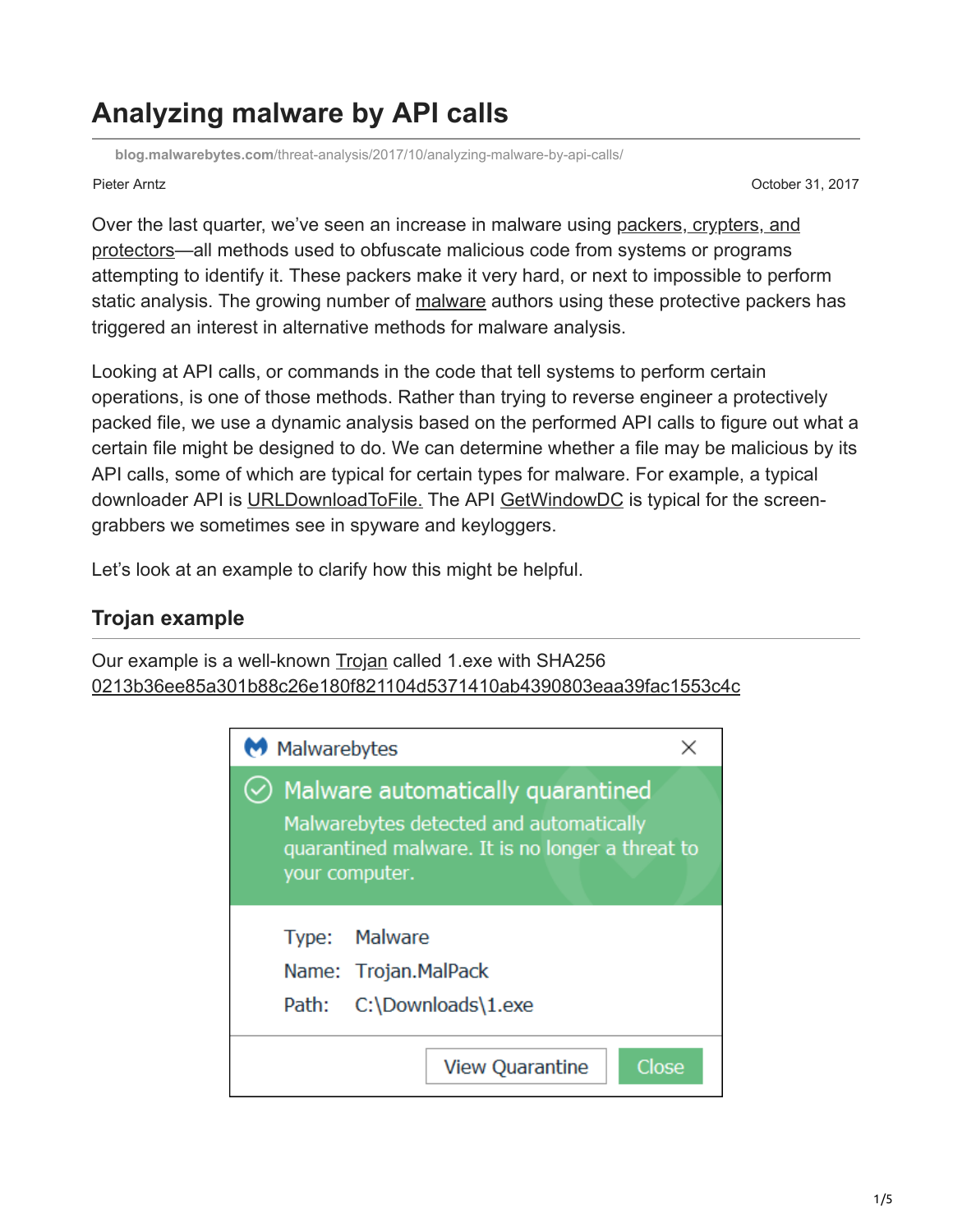# Analyzing malware by API calls

blog.malwarebytes.com/threat-analysis/2017/10/analyzing-malware-by-api-calls/

Pieter Arntz

October 31, 2017

Over the last quarter, we've seen an increase in malware using packers, crypters, and protectors—all methods used to obfuscate malicious code from systems or programs attempting to identify it. These packers make it very hard, or next to impossible to perform static analysis. The growing number of malware authors using these protective packers has triggered an interest in alternative methods for malware analysis.

Looking at API calls, or commands in the code that tell systems to perform certain operations, is one of those methods. Rather than trying to reverse engineer a protectively packed file, we use a dynamic analysis based on the performed API calls to figure out what a certain file might be designed to do. We can determine whether a file may be malicious by its API calls, some of which are typical for certain types for malware. For example, a typical downloader API is URLDownloadToFile. The API GetWindowDC is typical for the screen-grabbers we sometimes see in spyware and keyloggers.

Let's look at an example to clarify how this might be helpful.

## Trojan example

Our example is a well-known Trojan called 1.exe with SHA256 0213b36ee85a301b88c26e180f821104d5371410ab4390803eaa39fac1553c4c

Malwarebytes

Malware automatically quarantined

Malwarebytes detected and automatically quarantined malware. It is no longer a threat to your computer.

Type: Malware
Name: Trojan.MalPack
Path: C:\Downloads\1.exe

View Quarantine | Close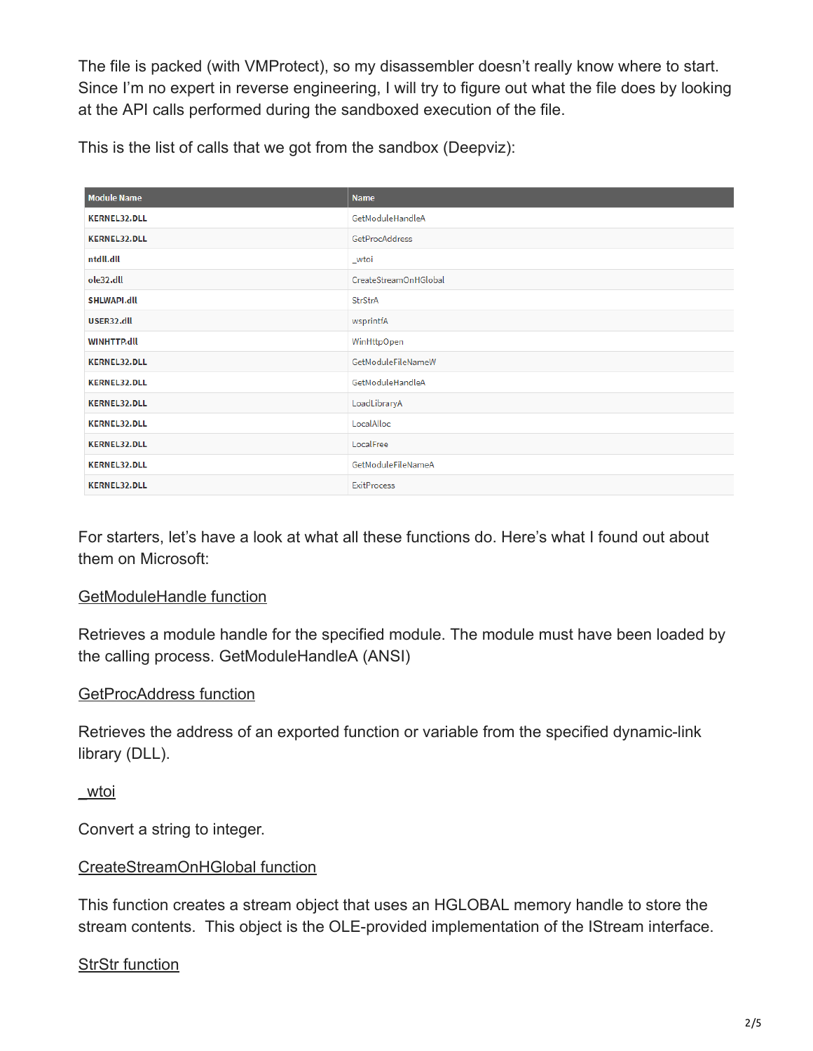The file is packed (with VMProtect), so my disassembler doesn't really know where to start. Since I'm no expert in reverse engineering, I will try to figure out what the file does by looking at the API calls performed during the sandboxed execution of the file.

This is the list of calls that we got from the sandbox (Deepviz):

| Module Name | Name |
| --- | --- |
| KERNEL32.DLL | GetModuleHandleA |
| KERNEL32.DLL | GetProcAddress |
| ntdll.dll | _wtoi |
| ole32.dll | CreateStreamOnHGlobal |
| SHLWAPI.dll | StrStrA |
| USER32.dll | wsprintfA |
| WINHTTP.dll | WinHttpOpen |
| KERNEL32.DLL | GetModuleFileNameW |
| KERNEL32.DLL | GetModuleHandleA |
| KERNEL32.DLL | LoadLibraryA |
| KERNEL32.DLL | LocalAlloc |
| KERNEL32.DLL | LocalFree |
| KERNEL32.DLL | GetModuleFileNameA |
| KERNEL32.DLL | ExitProcess |

For starters, let's have a look at what all these functions do. Here's what I found out about them on Microsoft:

GetModuleHandle function

Retrieves a module handle for the specified module. The module must have been loaded by the calling process. GetModuleHandleA (ANSI)

GetProcAddress function

Retrieves the address of an exported function or variable from the specified dynamic-link library (DLL).

_wtoi

Convert a string to integer.

CreateStreamOnHGlobal function

This function creates a stream object that uses an HGLOBAL memory handle to store the stream contents. This object is the OLE-provided implementation of the IStream interface.

StrStr function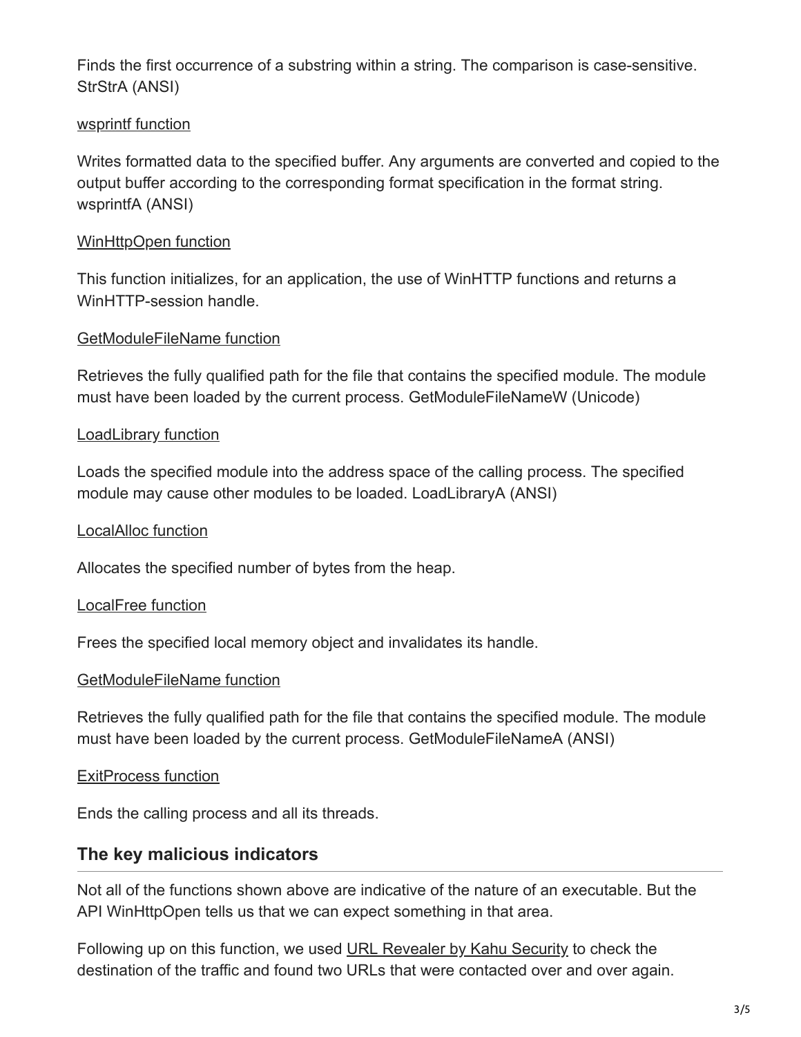Finds the first occurrence of a substring within a string. The comparison is case-sensitive. StrStrA (ANSI)

wsprintf function

Writes formatted data to the specified buffer. Any arguments are converted and copied to the output buffer according to the corresponding format specification in the format string. wsprintfA (ANSI)

WinHttpOpen function

This function initializes, for an application, the use of WinHTTP functions and returns a WinHTTP-session handle.

GetModuleFileName function

Retrieves the fully qualified path for the file that contains the specified module. The module must have been loaded by the current process. GetModuleFileNameW (Unicode)

LoadLibrary function

Loads the specified module into the address space of the calling process. The specified module may cause other modules to be loaded. LoadLibraryA (ANSI)

LocalAlloc function

Allocates the specified number of bytes from the heap.

LocalFree function

Frees the specified local memory object and invalidates its handle.

GetModuleFileName function

Retrieves the fully qualified path for the file that contains the specified module. The module must have been loaded by the current process. GetModuleFileNameA (ANSI)

ExitProcess function

Ends the calling process and all its threads.

## The key malicious indicators

Not all of the functions shown above are indicative of the nature of an executable. But the API WinHttpOpen tells us that we can expect something in that area.

Following up on this function, we used URL Revealer by Kahu Security to check the destination of the traffic and found two URLs that were contacted over and over again.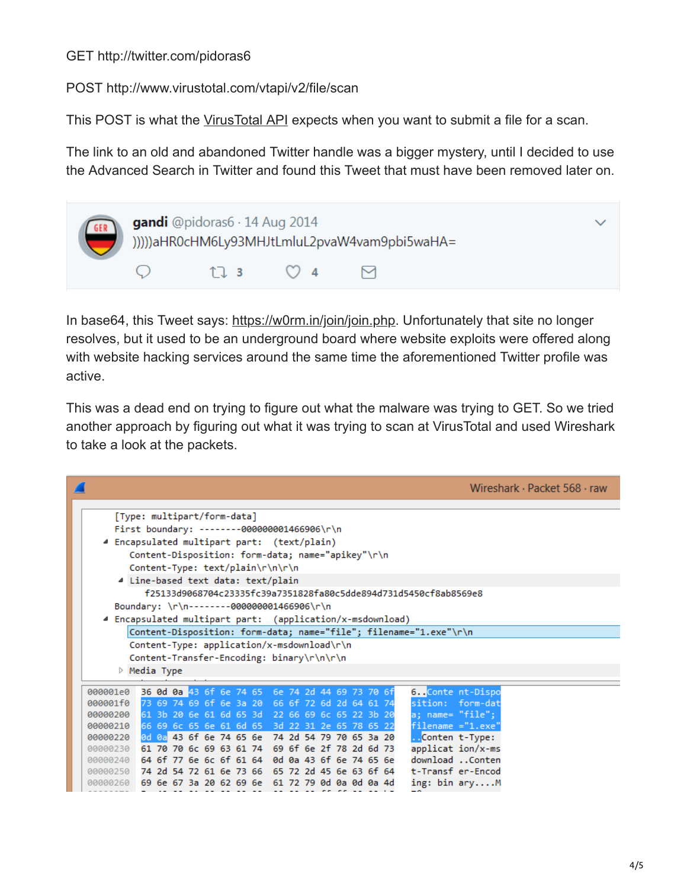GET http://twitter.com/pidoras6

POST http://www.virustotal.com/vtapi/v2/file/scan

This POST is what the VirusTotal API expects when you want to submit a file for a scan.

The link to an old and abandoned Twitter handle was a bigger mystery, until I decided to use the Advanced Search in Twitter and found this Tweet that must have been removed later on.

**gandi** @pidoras6 · 14 Aug 2014
)))))aHR0cHM6Ly93MHJtLmluL2pvaW4vam9pbi5waHA=

3 4

In base64, this Tweet says: https://w0rm.in/join/join.php. Unfortunately that site no longer resolves, but it used to be an underground board where website exploits were offered along with website hacking services around the same time the aforementioned Twitter profile was active.

This was a dead end on trying to figure out what the malware was trying to GET. So we tried another approach by figuring out what it was trying to scan at VirusTotal and used Wireshark to take a look at the packets.

Wireshark · Packet 568 · raw

```
[Type: multipart/form-data]
First boundary: --------000000001466906\r\n
Encapsulated multipart part:  (text/plain)
    Content-Disposition: form-data; name="apikey"\r\n
    Content-Type: text/plain\r\n\r\n
    Line-based text data: text/plain
        f25133d9068704c23335fc39a7351828fa80c5dde894d731d5450cf8ab8569e8
Boundary: \r\n--------000000001466906\r\n
Encapsulated multipart part:  (application/x-msdownload)
    Content-Disposition: form-data; name="file"; filename="1.exe"\r\n
    Content-Type: application/x-msdownload\r\n
    Content-Transfer-Encoding: binary\r\n\r\n
  Media Type
```

```
000001e0  36 0d 0a 43 6f 6e 74 65  6e 74 2d 44 69 73 70 6f   6..Conte nt-Dispo
000001f0  73 69 74 69 6f 6e 3a 20  66 6f 72 6d 2d 64 61 74   sition:  form-dat
00000200  61 3b 20 6e 61 6d 65 3d  22 66 69 6c 65 22 3b 20   a; name= "file";
00000210  66 69 6c 65 6e 61 6d 65  3d 22 31 2e 65 78 65 22   filename ="1.exe"
00000220  0d 0a 43 6f 6e 74 65 6e  74 2d 54 79 70 65 3a 20   ..Conten t-Type:
00000230  61 70 70 6c 69 63 61 74  69 6f 6e 2f 78 2d 6d 73   applicat ion/x-ms
00000240  64 6f 77 6e 6c 6f 61 64  0d 0a 43 6f 6e 74 65 6e   download ..Conten
00000250  74 2d 54 72 61 6e 73 66  65 72 2d 45 6e 63 6f 64   t-Transf er-Encod
00000260  69 6e 67 3a 20 62 69 6e  61 72 79 0d 0a 0d 0a 4d   ing: bin ary....M
```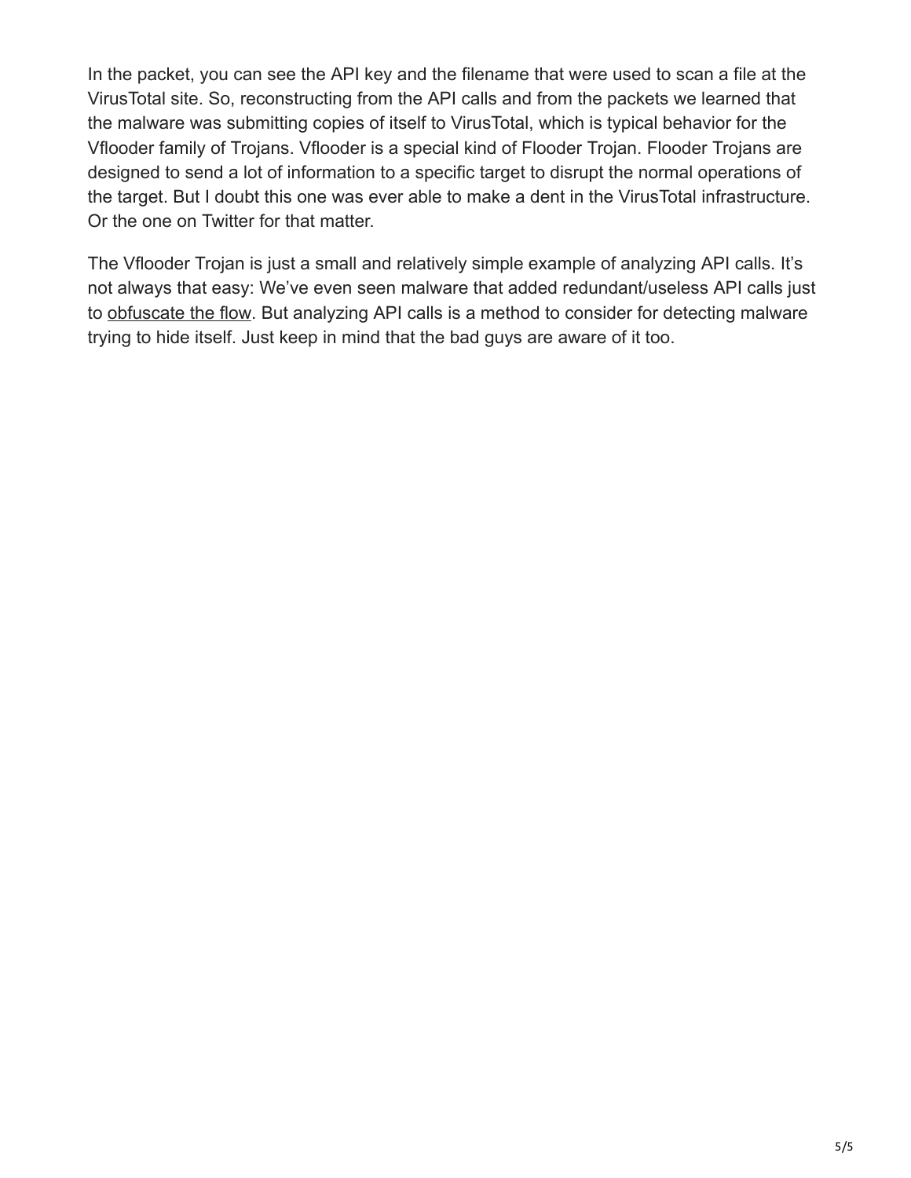In the packet, you can see the API key and the filename that were used to scan a file at the VirusTotal site. So, reconstructing from the API calls and from the packets we learned that the malware was submitting copies of itself to VirusTotal, which is typical behavior for the Vflooder family of Trojans. Vflooder is a special kind of Flooder Trojan. Flooder Trojans are designed to send a lot of information to a specific target to disrupt the normal operations of the target. But I doubt this one was ever able to make a dent in the VirusTotal infrastructure. Or the one on Twitter for that matter.

The Vflooder Trojan is just a small and relatively simple example of analyzing API calls. It's not always that easy: We've even seen malware that added redundant/useless API calls just to obfuscate the flow. But analyzing API calls is a method to consider for detecting malware trying to hide itself. Just keep in mind that the bad guys are aware of it too.